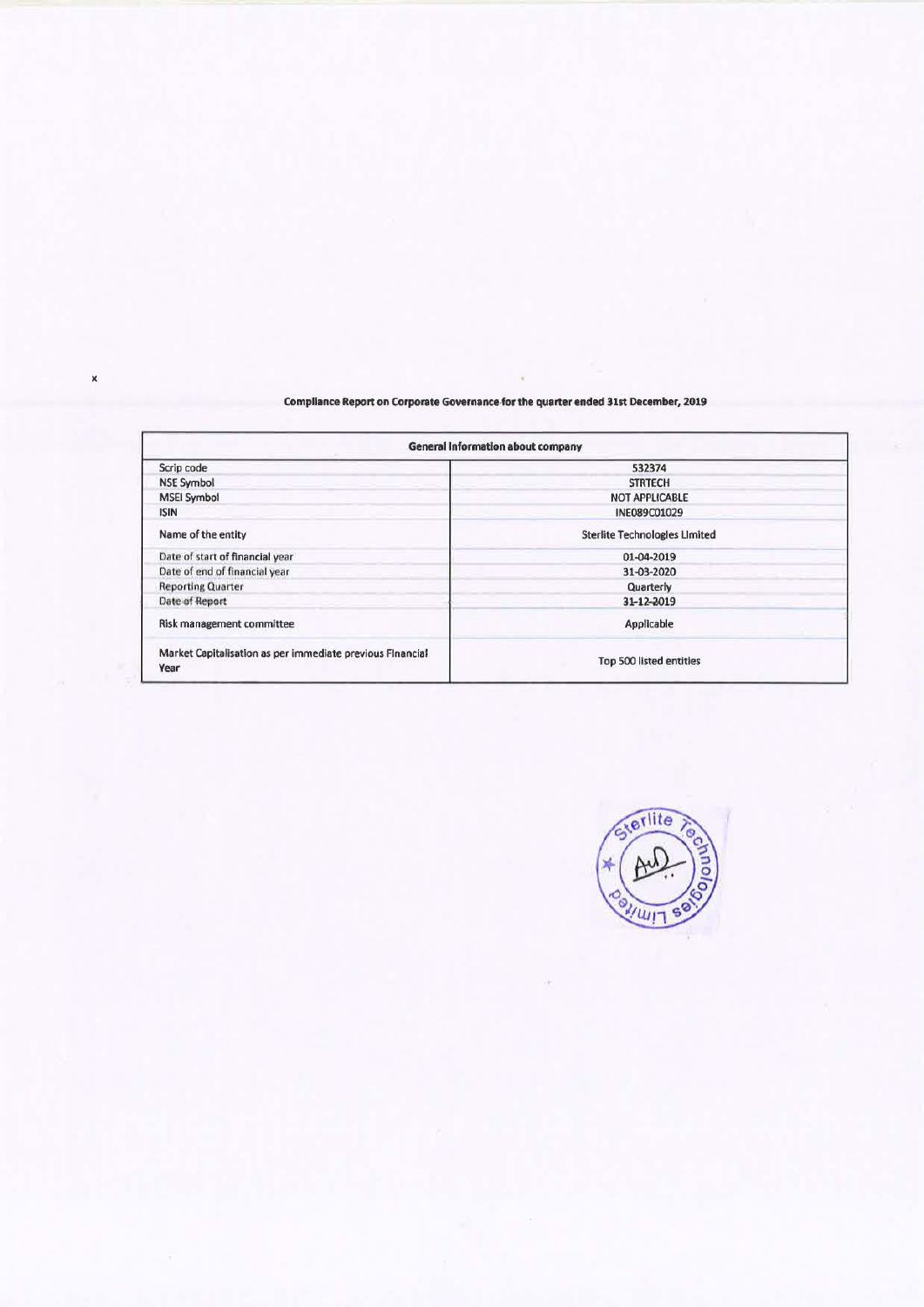**Compliance Report on Corporate Governance for the quarter ended 31st December, 2019**

| General information about company | |
|---|---|
| Scrip code | 532374 |
| NSE Symbol | STRTECH |
| MSEI Symbol | NOT APPLICABLE |
| ISIN | INE089C01029 |
| Name of the entity | Sterlite Technologies Limited |
| Date of start of financial year | 01-04-2019 |
| Date of end of financial year | 31-03-2020 |
| Reporting Quarter | Quarterly |
| Date of Report | 31-12-2019 |
| Risk management committee | Applicable |
| Market Capitalisation as per immediate previous Financial Year | Top 500 listed entities |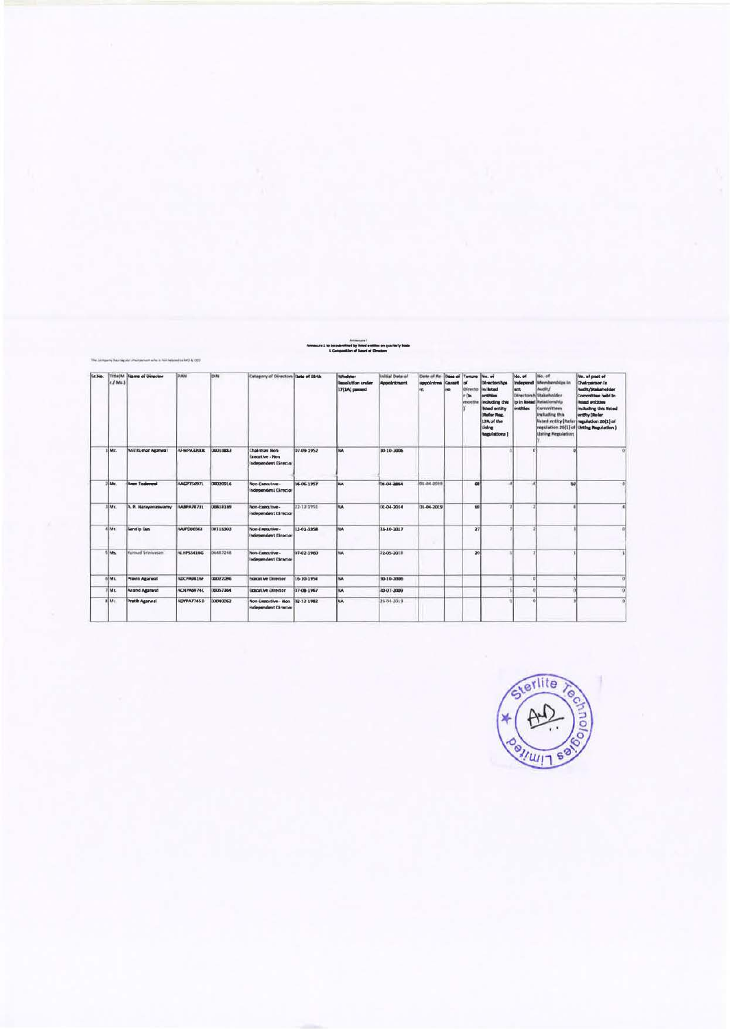Annexure I

Annexure I to be submitted by listed entities on quarterly basis

I. Composition of Board of Directors

The company has regular chairperson who is not related to MD & CEO

| Sr.No. | Title (Mr./Ms.) | Name of Director | PAN | DIN | Category of Directors | Date of Birth | Whether Resolution under 17(1A) passed | Initial Date of Appointment | Date of Re-appointment | Date of Cessation | Tenure of Director (in months) | No. of Directorships in listed entities including this listed entity (Refer Reg. 17A of the Listing Regulations) | No. of Independent Directorship in listed entities | No. of Memberships in Audit/ Stakeholder Relationship Committees including this listed entity (Refer regulation 26(1) of Listing Regulation) | No. of post of Chairperson in Audit/Stakeholder Committee held in listed entities including this listed entity (Refer regulation 26(1) of Listing Regulation) |
|---|---|---|---|---|---|---|---|---|---|---|---|---|---|---|---|
| 1 | Mr. | Anil Kumar Agarwal | AFWPA3200K | 00010883 | Chairman Non-Executive - Non Independent Director | 07-09-1952 | NA | 30-10-2006 | | | | 1 | 0 | 0 | 0 |
| 2 | Mr. | Arun Todarwal | AAGPT5697L | 00020916 | Non-Executive - Independent Director | 16-06-1957 | NA | 28-04-2004 | 01-04-2019 | | 68 | 4 | 4 | 10 | 0 |
| 3 | Mr. | A. R. Narayanaswamy | AABPA7873L | 00818169 | Non-Executive - Independent Director | 22-12-1951 | NA | 01-04-2014 | 01-04-2019 | | 68 | 2 | 2 | 4 | 4 |
| 4 | Mr. | Sandip Das | AAPPD0656J | 00116303 | Non-Executive - Independent Director | 13-01-1958 | NA | 16-10-2017 | | | 27 | 2 | 2 | 3 | 0 |
| 5 | Ms. | Kumud Srinivasan | ALHPS3418G | 06487248 | Non-Executive - Independent Director | 07-02-1960 | NA | 22-05-2018 | | | 20 | 1 | 1 | 1 | 1 |
| 6 | Mr. | Pravin Agarwal | ADCPA9813F | 00022096 | Executive Director | 16-10-1954 | NA | 30-10-2006 | | | | 1 | 0 | 5 | 0 |
| 7 | Mr. | Anand Agarwal | ACNPA6974C | 00057364 | Executive Director | 07-08-1967 | NA | 30-07-2009 | | | | 1 | 0 | 0 | 0 |
| 8 | Mr. | Pratik Agarwal | ADYPA7745D | 03040062 | Non Executive - Non Independent Director | 12-12-1982 | NA | 26-04-2013 | | | | 1 | 0 | 3 | 0 |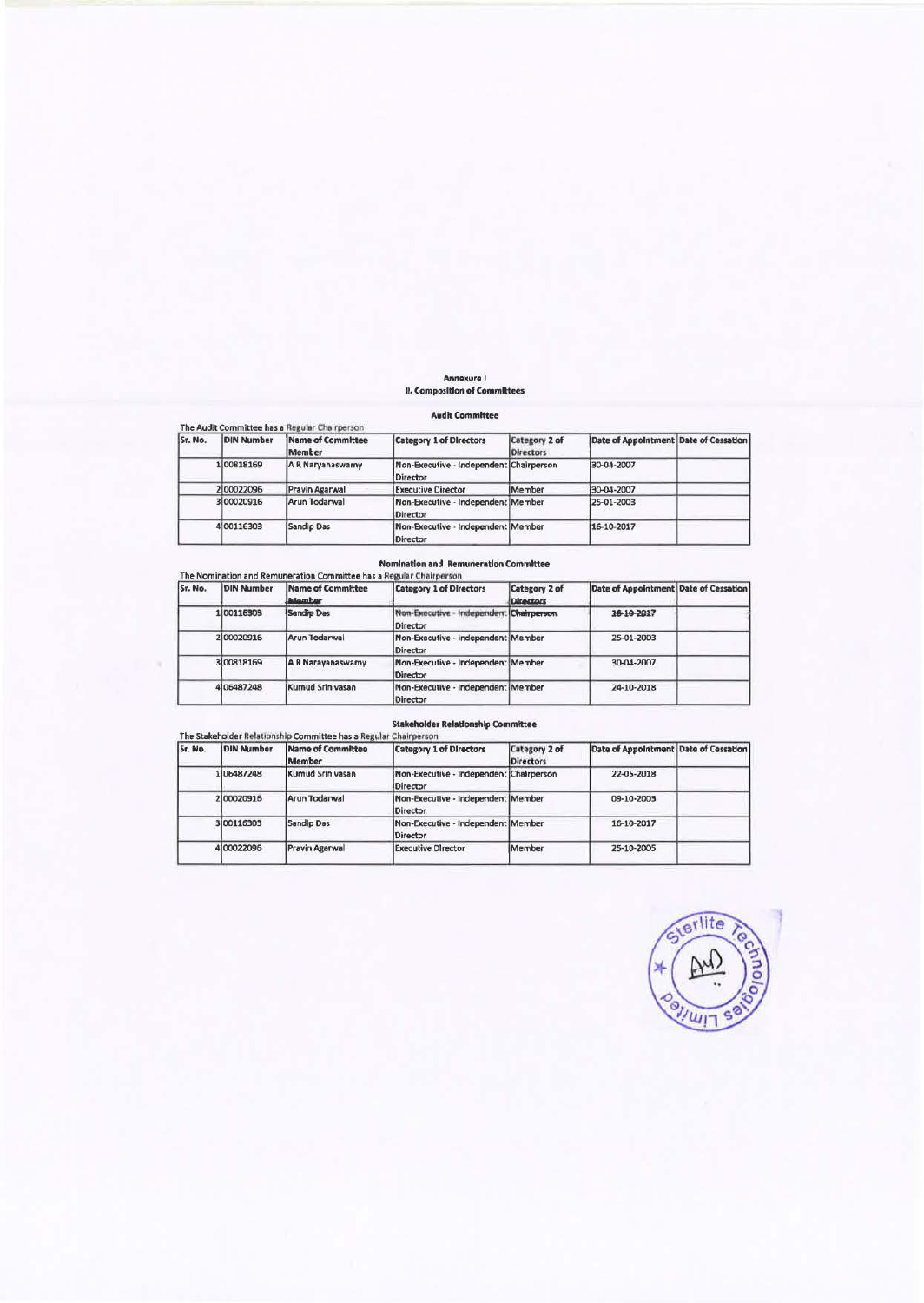# Annexure I

## II. Composition of Committees

### Audit Committee

The Audit Committee has a Regular Chairperson

| Sr. No. | DIN Number | Name of Committee Member | Category 1 of Directors | Category 2 of Directors | Date of Appointment | Date of Cessation |
|---|---|---|---|---|---|---|
| 1 | 00818169 | A R Naryanaswamy | Non-Executive - Independent Director | Chairperson | 30-04-2007 | |
| 2 | 00022096 | Pravin Agarwal | Executive Director | Member | 30-04-2007 | |
| 3 | 00020916 | Arun Todarwal | Non-Executive - Independent Director | Member | 25-01-2003 | |
| 4 | 00116303 | Sandip Das | Non-Executive - Independent Director | Member | 16-10-2017 | |

### Nomination and Remuneration Committee

The Nomination and Remuneration Committee has a Regular Chairperson

| Sr. No. | DIN Number | Name of Committee Member | Category 1 of Directors | Category 2 of Directors | Date of Appointment | Date of Cessation |
|---|---|---|---|---|---|---|
| 1 | 00116303 | Sandip Das | Non-Executive - Independent Director | Chairperson | 16-10-2017 | |
| 2 | 00020916 | Arun Todarwal | Non-Executive - Independent Director | Member | 25-01-2003 | |
| 3 | 00818169 | A R Narayanaswamy | Non-Executive - Independent Director | Member | 30-04-2007 | |
| 4 | 06487248 | Kumud Srinivasan | Non-Executive - Independent Director | Member | 24-10-2018 | |

### Stakeholder Relationship Committee

The Stakeholder Relationship Committee has a Regular Chairperson

| Sr. No. | DIN Number | Name of Committee Member | Category 1 of Directors | Category 2 of Directors | Date of Appointment | Date of Cessation |
|---|---|---|---|---|---|---|
| 1 | 06487248 | Kumud Srinivasan | Non-Executive - Independent Director | Chairperson | 22-05-2018 | |
| 2 | 00020916 | Arun Todarwal | Non-Executive - Independent Director | Member | 09-10-2003 | |
| 3 | 00116303 | Sandip Das | Non-Executive - Independent Director | Member | 16-10-2017 | |
| 4 | 00022096 | Pravin Agarwal | Executive Director | Member | 25-10-2005 | |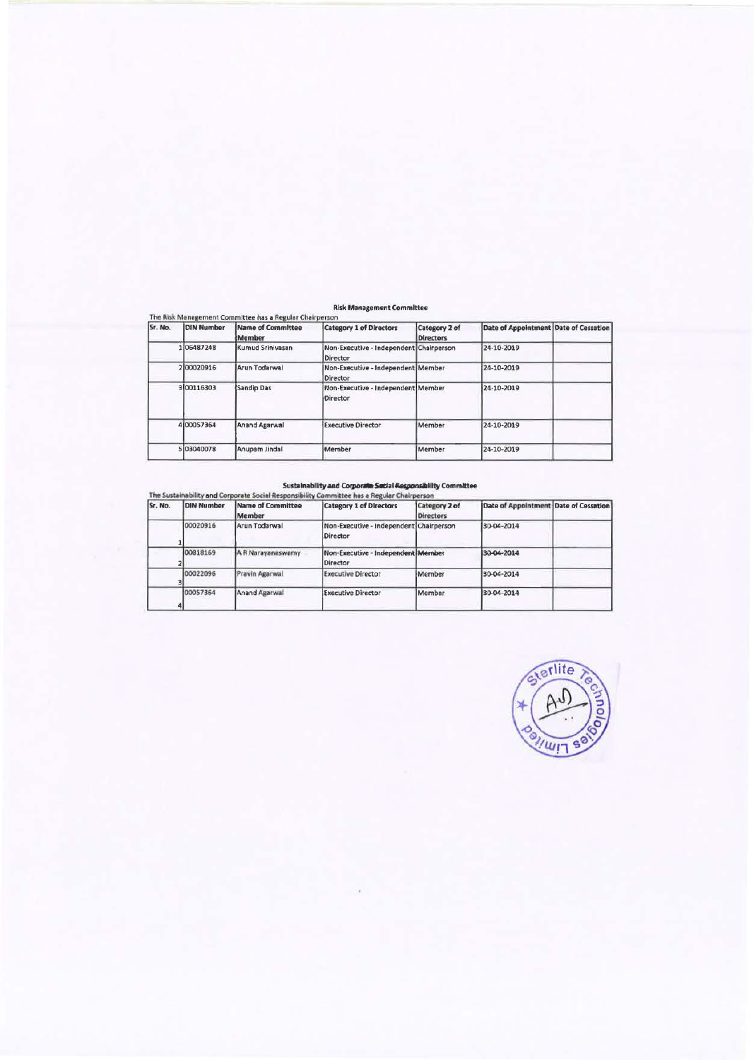## Risk Management Committee

The Risk Management Committee has a Regular Chairperson

| Sr. No. | DIN Number | Name of Committee Member | Category 1 of Directors | Category 2 of Directors | Date of Appointment | Date of Cessation |
|---|---|---|---|---|---|---|
| 1 | 06487248 | Kumud Srinivasan | Non-Executive - Independent Director | Chairperson | 24-10-2019 | |
| 2 | 00020916 | Arun Todarwal | Non-Executive - Independent Director | Member | 24-10-2019 | |
| 3 | 00116303 | Sandip Das | Non-Executive - Independent Director | Member | 24-10-2019 | |
| 4 | 00057364 | Anand Agarwal | Executive Director | Member | 24-10-2019 | |
| 5 | 03040078 | Anupam Jindal | Member | Member | 24-10-2019 | |

## Sustainability and Corporate Social Responsibility Committee

The Sustainability and Corporate Social Responsibility Committee has a Regular Chairperson

| Sr. No. | DIN Number | Name of Committee Member | Category 1 of Directors | Category 2 of Directors | Date of Appointment | Date of Cessation |
|---|---|---|---|---|---|---|
| 1 | 00020916 | Arun Todarwal | Non-Executive - Independent Director | Chairperson | 30-04-2014 | |
| 2 | 00818169 | A R Narayanaswamy | Non-Executive - Independent Director | Member | 30-04-2014 | |
| 3 | 00022096 | Pravin Agarwal | Executive Director | Member | 30-04-2014 | |
| 4 | 00057364 | Anand Agarwal | Executive Director | Member | 30-04-2014 | |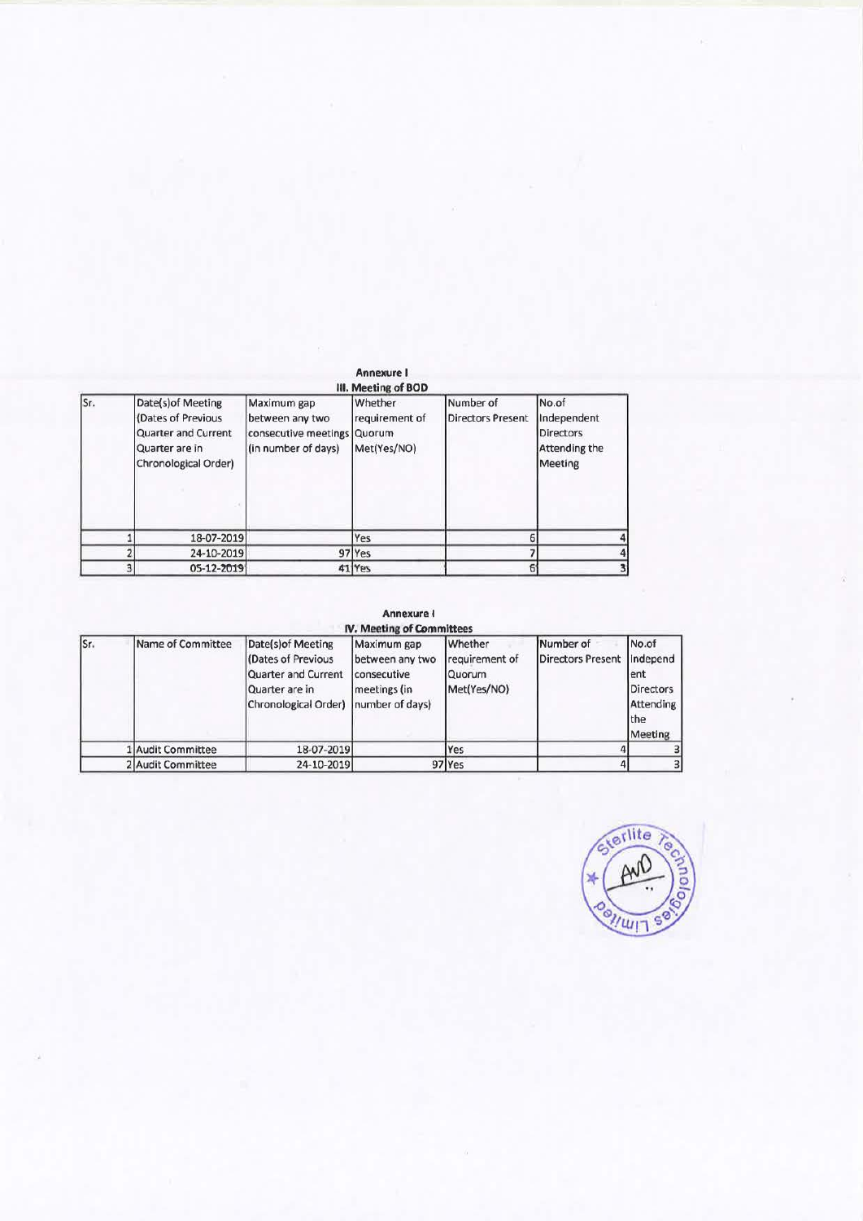## Annexure I

### III. Meeting of BOD

| Sr. | Date(s)of Meeting (Dates of Previous Quarter and Current Quarter are in Chronological Order) | Maximum gap between any two consecutive meetings (in number of days) | Whether requirement of Quorum Met(Yes/NO) | Number of Directors Present | No.of Independent Directors Attending the Meeting |
|---|---|---|---|---|---|
| 1 | 18-07-2019 | | Yes | 6 | 4 |
| 2 | 24-10-2019 | 97 | Yes | 7 | 4 |
| 3 | 05-12-2019 | 41 | Yes | 6 | 3 |

## Annexure I

### IV. Meeting of Committees

| Sr. | Name of Committee | Date(s)of Meeting (Dates of Previous Quarter and Current Quarter are in Chronological Order) | Maximum gap between any two consecutive meetings (in number of days) | Whether requirement of Quorum Met(Yes/NO) | Number of Directors Present | No.of Independent Directors Attending the Meeting |
|---|---|---|---|---|---|---|
| 1 | Audit Committee | 18-07-2019 | | Yes | 4 | 3 |
| 2 | Audit Committee | 24-10-2019 | 97 | Yes | 4 | 3 |

Sterlite Technologies Limited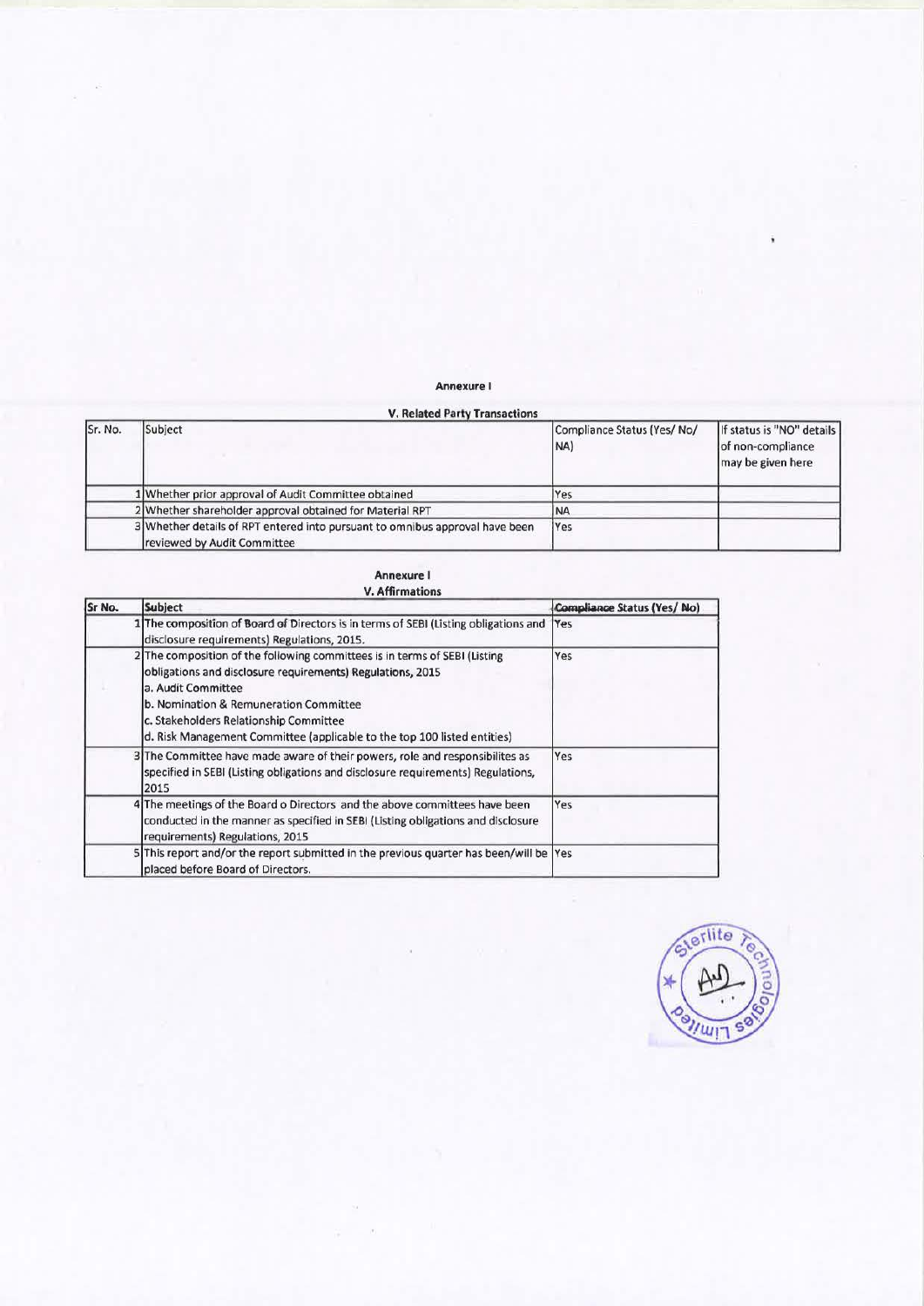**Annexure I**

**V. Related Party Transactions**

| Sr. No. | Subject | Compliance Status (Yes/ No/ NA) | If status is "NO" details of non-compliance may be given here |
|---|---|---|---|
| 1 | Whether prior approval of Audit Committee obtained | Yes | |
| 2 | Whether shareholder approval obtained for Material RPT | NA | |
| 3 | Whether details of RPT entered into pursuant to omnibus approval have been reviewed by Audit Committee | Yes | |

**Annexure I**

**V. Affirmations**

| Sr No. | Subject | Compliance Status (Yes/ No) |
|---|---|---|
| 1 | The composition of Board of Directors is in terms of SEBI (Listing obligations and disclosure requirements) Regulations, 2015. | Yes |
| 2 | The composition of the following committees is in terms of SEBI (Listing obligations and disclosure requirements) Regulations, 2015<br>a. Audit Committee<br>b. Nomination & Remuneration Committee<br>c. Stakeholders Relationship Committee<br>d. Risk Management Committee (applicable to the top 100 listed entities) | Yes |
| 3 | The Committee have made aware of their powers, role and responsibilites as specified in SEBI (Listing obligations and disclosure requirements) Regulations, 2015 | Yes |
| 4 | The meetings of the Board o Directors and the above committees have been conducted in the manner as specified in SEBI (Listing obligations and disclosure requirements) Regulations, 2015 | Yes |
| 5 | This report and/or the report submitted in the previous quarter has been/will be placed before Board of Directors. | Yes |

Sterlite Technologies Limited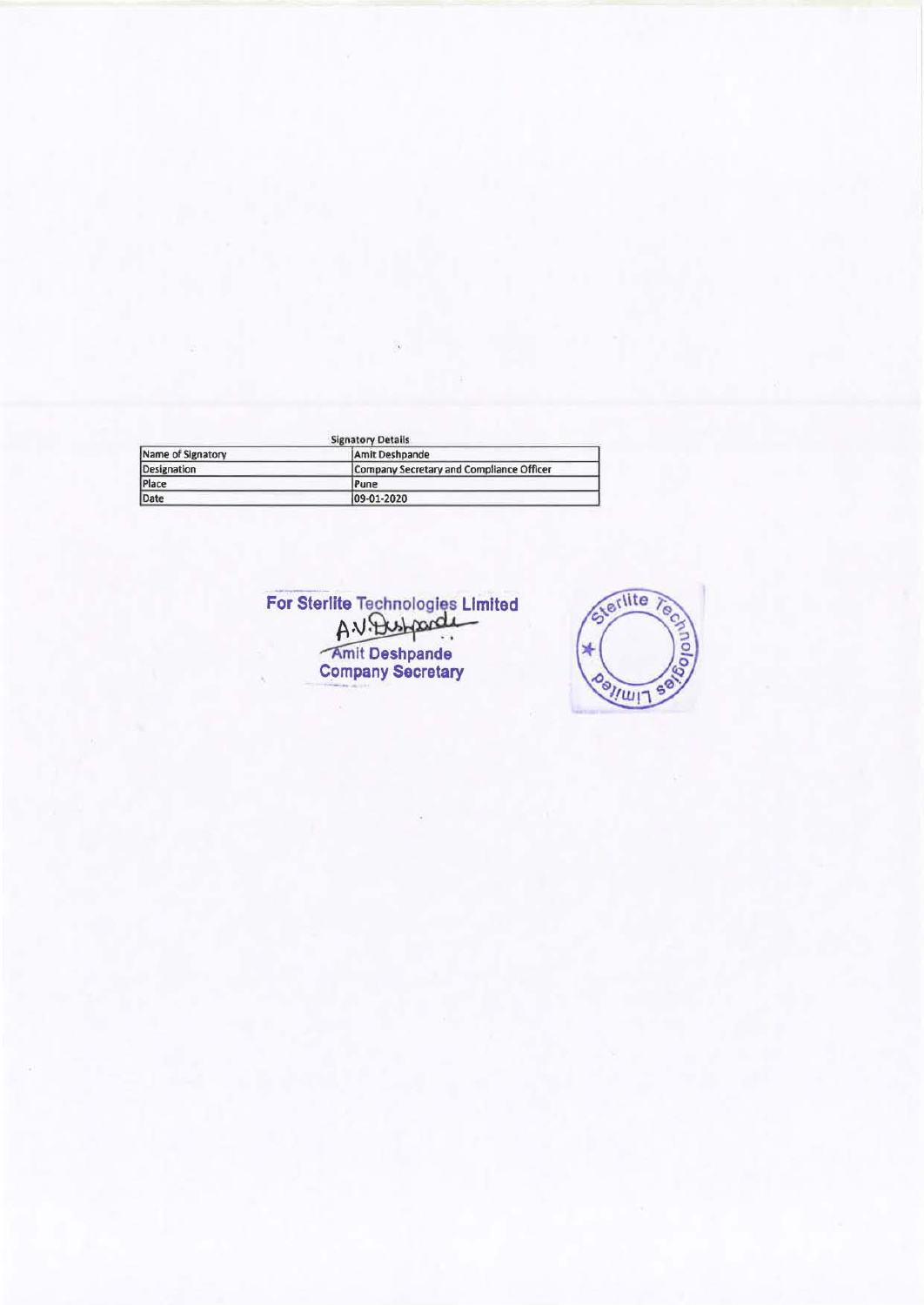Signatory Details

| | |
|---|---|
| Name of Signatory | Amit Deshpande |
| Designation | Company Secretary and Compliance Officer |
| Place | Pune |
| Date | 09-01-2020 |

For Sterlite Technologies Limited

A.V.Deshpande

Amit Deshpande
Company Secretary